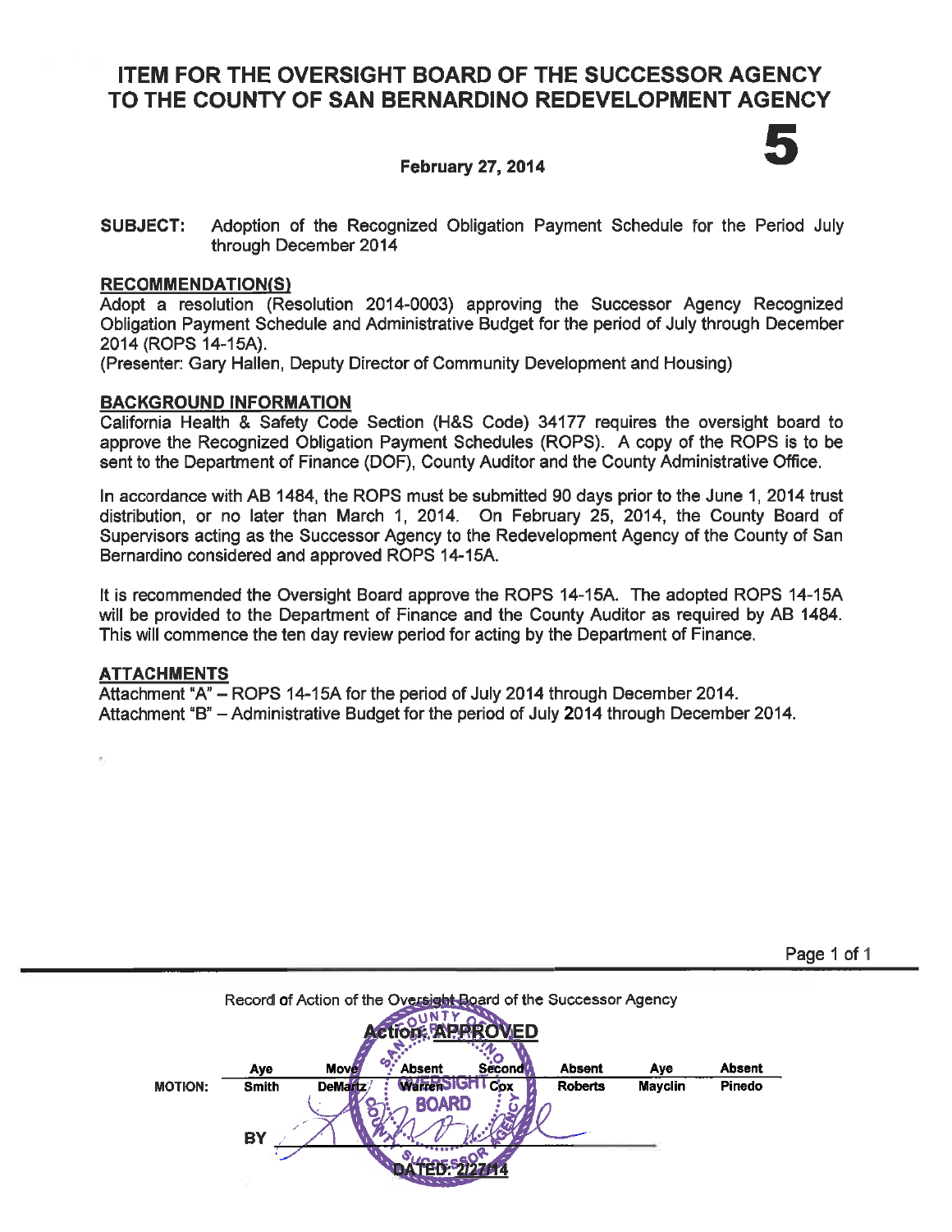# ITEM FOR THE OVERSIGHT BOARD OF THE SUCCESSOR AGENCY TO THE COUNTY OF SAN BERNARDINO REDEVELOPMENT AGENCY

**February 27, 2014**

**5**

**SUBJECT:** Adoption of the Recognized Obligation Payment Schedule for the Period July through December 2014

## RECOMMENDATION(S)

Adopt a resolution (Resolution 2014-0003) approving the Successor Agency Recognized Obligation Payment Schedule and Administrative Budget for the period of July through December 2014 (ROPS 14-15A).
(Presenter: Gary Hallen, Deputy Director of Community Development and Housing)

## BACKGROUND INFORMATION

California Health & Safety Code Section (H&S Code) 34177 requires the oversight board to approve the Recognized Obligation Payment Schedules (ROPS). A copy of the ROPS is to be sent to the Department of Finance (DOF), County Auditor and the County Administrative Office.

In accordance with AB 1484, the ROPS must be submitted 90 days prior to the June 1, 2014 trust distribution, or no later than March 1, 2014. On February 25, 2014, the County Board of Supervisors acting as the Successor Agency to the Redevelopment Agency of the County of San Bernardino considered and approved ROPS 14-15A.

It is recommended the Oversight Board approve the ROPS 14-15A. The adopted ROPS 14-15A will be provided to the Department of Finance and the County Auditor as required by AB 1484. This will commence the ten day review period for acting by the Department of Finance.

## ATTACHMENTS

Attachment "A" – ROPS 14-15A for the period of July 2014 through December 2014.
Attachment "B" – Administrative Budget for the period of July 2014 through December 2014.

Record of Action of the Oversight Board of the Successor Agency

**Action: APPROVED**

| | Aye | Move | Absent | Second | Absent | Aye | Absent |
|---|---|---|---|---|---|---|---|
| **MOTION:** | **Smith** | **DeMartz** | **Warren** | **Cox** | **Roberts** | **Mayclin** | **Pinedo** |

**BY** ____________________

**DATED: 2/27/14**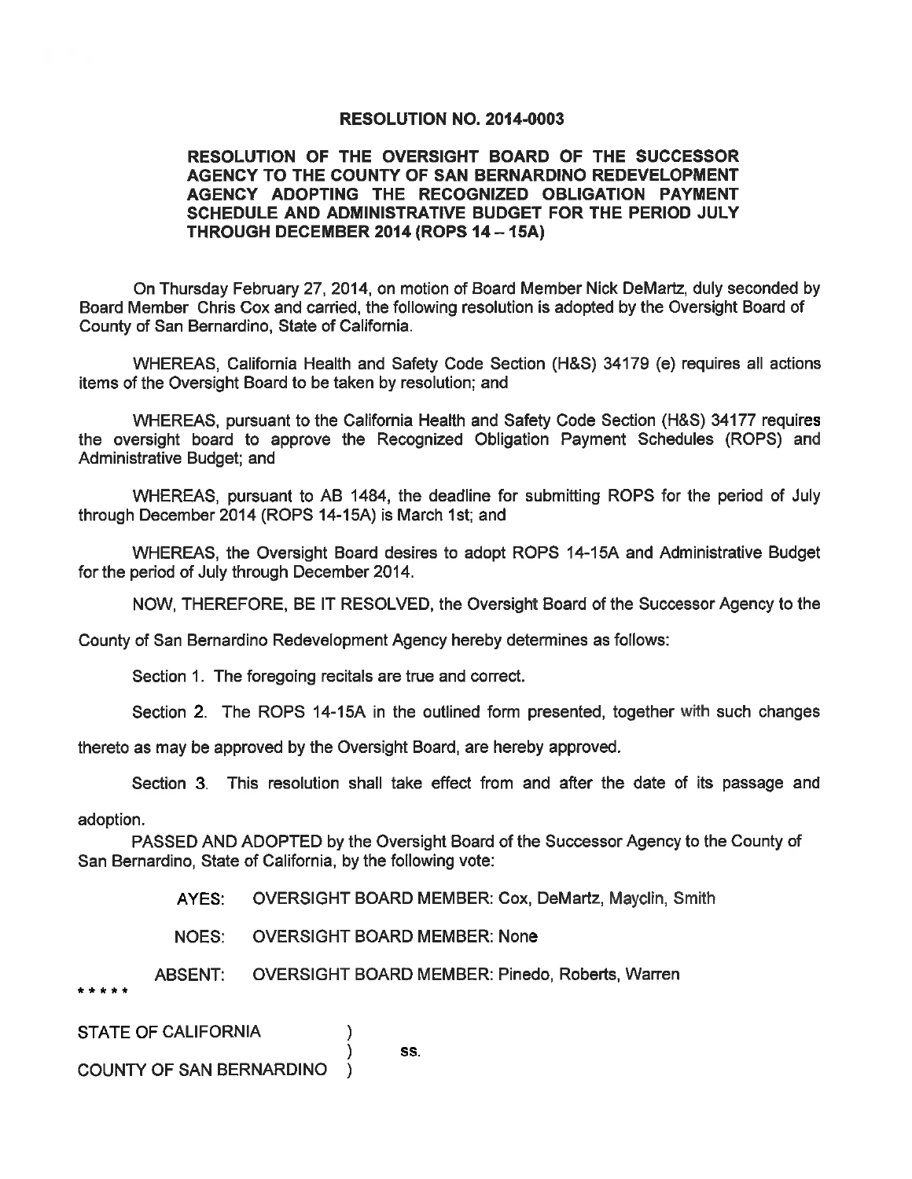**RESOLUTION NO. 2014-0003**

**RESOLUTION OF THE OVERSIGHT BOARD OF THE SUCCESSOR AGENCY TO THE COUNTY OF SAN BERNARDINO REDEVELOPMENT AGENCY ADOPTING THE RECOGNIZED OBLIGATION PAYMENT SCHEDULE AND ADMINISTRATIVE BUDGET FOR THE PERIOD JULY THROUGH DECEMBER 2014 (ROPS 14 – 15A)**

On Thursday February 27, 2014, on motion of Board Member Nick DeMartz, duly seconded by Board Member Chris Cox and carried, the following resolution is adopted by the Oversight Board of County of San Bernardino, State of California.

WHEREAS, California Health and Safety Code Section (H&S) 34179 (e) requires all actions items of the Oversight Board to be taken by resolution; and

WHEREAS, pursuant to the California Health and Safety Code Section (H&S) 34177 requires the oversight board to approve the Recognized Obligation Payment Schedules (ROPS) and Administrative Budget; and

WHEREAS, pursuant to AB 1484, the deadline for submitting ROPS for the period of July through December 2014 (ROPS 14-15A) is March 1st; and

WHEREAS, the Oversight Board desires to adopt ROPS 14-15A and Administrative Budget for the period of July through December 2014.

NOW, THEREFORE, BE IT RESOLVED, the Oversight Board of the Successor Agency to the County of San Bernardino Redevelopment Agency hereby determines as follows:

Section 1. The foregoing recitals are true and correct.

Section 2. The ROPS 14-15A in the outlined form presented, together with such changes thereto as may be approved by the Oversight Board, are hereby approved.

Section 3. This resolution shall take effect from and after the date of its passage and adoption.

PASSED AND ADOPTED by the Oversight Board of the Successor Agency to the County of San Bernardino, State of California, by the following vote:

AYES: OVERSIGHT BOARD MEMBER: Cox, DeMartz, Mayclin, Smith

NOES: OVERSIGHT BOARD MEMBER: None

ABSENT: OVERSIGHT BOARD MEMBER: Pinedo, Roberts, Warren

\* \* \* \* \*

STATE OF CALIFORNIA )
) ss.
COUNTY OF SAN BERNARDINO )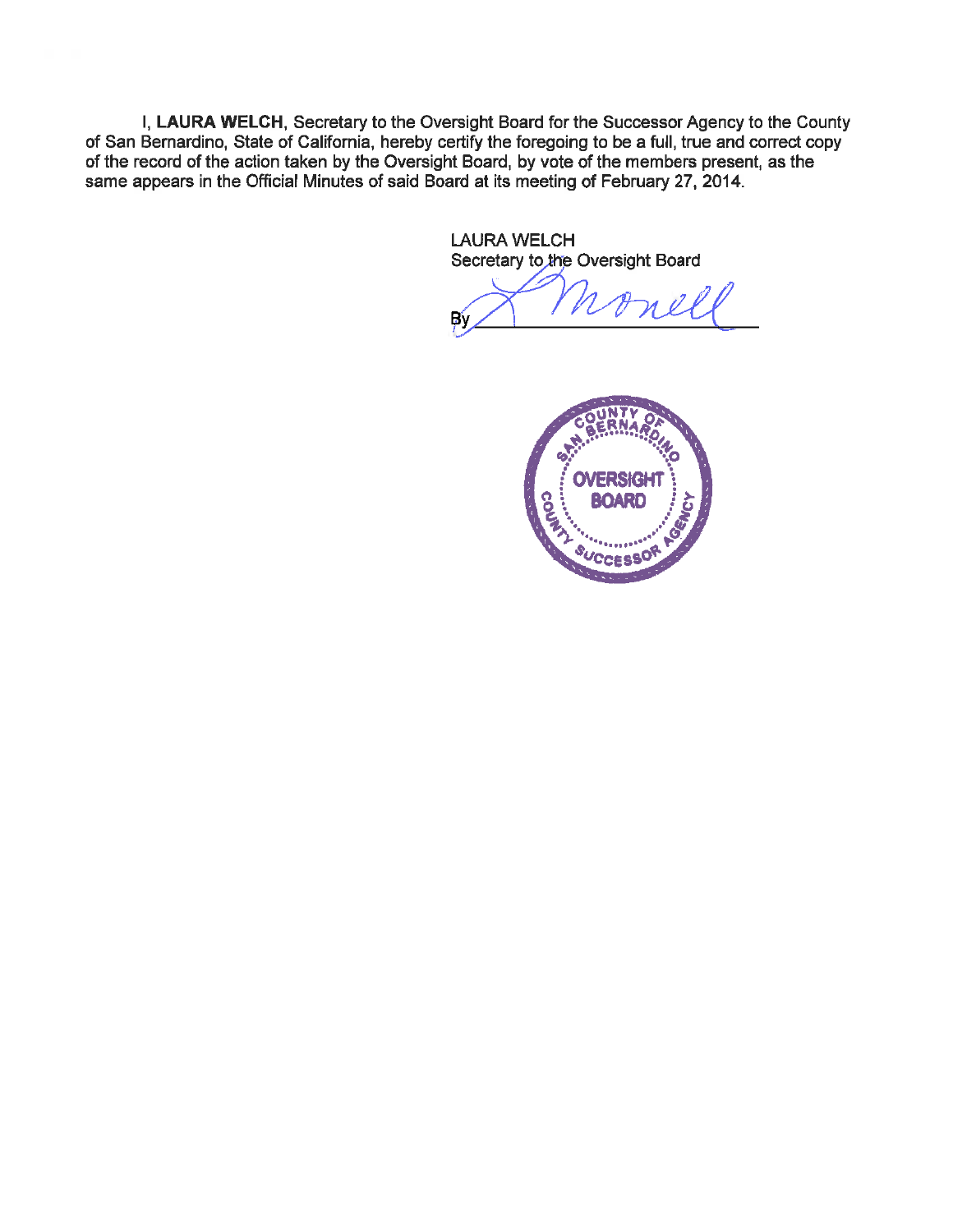I, **LAURA WELCH**, Secretary to the Oversight Board for the Successor Agency to the County of San Bernardino, State of California, hereby certify the foregoing to be a full, true and correct copy of the record of the action taken by the Oversight Board, by vote of the members present, as the same appears in the Official Minutes of said Board at its meeting of February 27, 2014.

LAURA WELCH
Secretary to the Oversight Board

By ______________________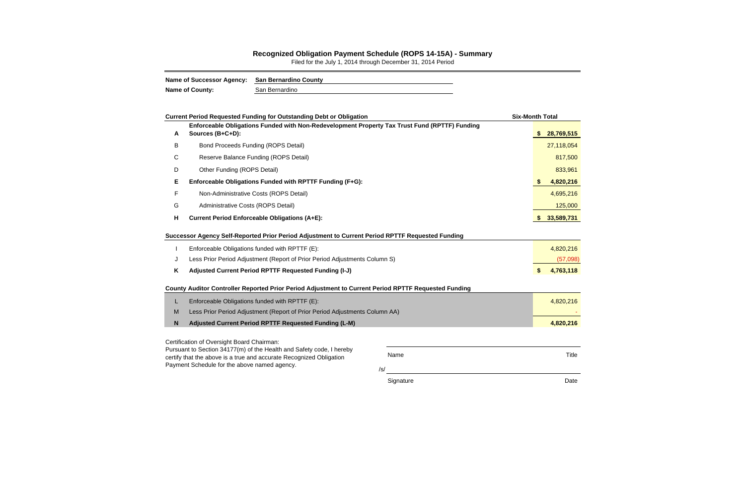## Recognized Obligation Payment Schedule (ROPS 14-15A) - Summary

Filed for the July 1, 2014 through December 31, 2014 Period

**Name of Successor Agency:** **San Bernardino County**

**Name of County:** San Bernardino

| | **Current Period Requested Funding for Outstanding Debt or Obligation** | **Six-Month Total** |
|---|---|---|
| **A** | **Enforceable Obligations Funded with Non-Redevelopment Property Tax Trust Fund (RPTTF) Funding Sources (B+C+D):** | **$ 28,769,515** |
| B | Bond Proceeds Funding (ROPS Detail) | 27,118,054 |
| C | Reserve Balance Funding (ROPS Detail) | 817,500 |
| D | Other Funding (ROPS Detail) | 833,961 |
| **E** | **Enforceable Obligations Funded with RPTTF Funding (F+G):** | **$ 4,820,216** |
| F | Non-Administrative Costs (ROPS Detail) | 4,695,216 |
| G | Administrative Costs (ROPS Detail) | 125,000 |
| **H** | **Current Period Enforceable Obligations (A+E):** | **$ 33,589,731** |

| | **Successor Agency Self-Reported Prior Period Adjustment to Current Period RPTTF Requested Funding** | |
|---|---|---|
| I | Enforceable Obligations funded with RPTTF (E): | 4,820,216 |
| J | Less Prior Period Adjustment (Report of Prior Period Adjustments Column S) | (57,098) |
| **K** | **Adjusted Current Period RPTTF Requested Funding (I-J)** | **$ 4,763,118** |

| | **County Auditor Controller Reported Prior Period Adjustment to Current Period RPTTF Requested Funding** | |
|---|---|---|
| L | Enforceable Obligations funded with RPTTF (E): | 4,820,216 |
| M | Less Prior Period Adjustment (Report of Prior Period Adjustments Column AA) | - |
| **N** | **Adjusted Current Period RPTTF Requested Funding (L-M)** | **4,820,216** |

Certification of Oversight Board Chairman:
Pursuant to Section 34177(m) of the Health and Safety code, I hereby certify that the above is a true and accurate Recognized Obligation Payment Schedule for the above named agency.

Name &nbsp;&nbsp;&nbsp;&nbsp;&nbsp;&nbsp;&nbsp;&nbsp; Title

/s/

Signature &nbsp;&nbsp;&nbsp;&nbsp;&nbsp;&nbsp;&nbsp;&nbsp; Date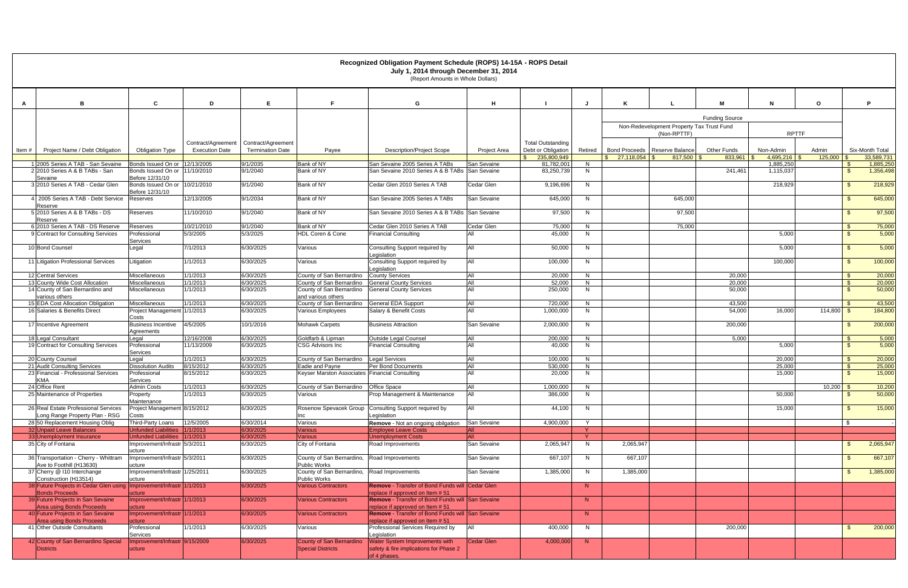# Recognized Obligation Payment Schedule (ROPS) 14-15A - ROPS Detail

**July 1, 2014 through December 31, 2014**

(Report Amounts in Whole Dollars)

| A | B | C | D | E | F | G | H | I | J | K | L | M | N | O | P |
|---|---|---|---|---|---|---|---|---|---|---|---|---|---|---|---|
| | | | | | | | | | | Funding Source | | | | | |
| | | | | | | | | | | Non-Redevelopment Property Tax Trust Fund (Non-RPTTF) | | | RPTTF | | |
| Item # | Project Name / Debt Obligation | Obligation Type | Contract/Agreement Execution Date | Contract/Agreement Termination Date | Payee | Description/Project Scope | Project Area | Total Outstanding Debt or Obligation | Retired | Bond Proceeds | Reserve Balance | Other Funds | Non-Admin | Admin | Six-Month Total |
| | | | | | | | | $ 235,800,949 | | $ 27,118,054 | $ 817,500 | $ 833,961 | $ 4,695,216 | $ 125,000 | $ 33,589,731 |
| 1 | 2005 Series A TAB - San Sevaine | Bonds Issued On or Before 12/31/10 | 12/13/2005 | 9/1/2035 | Bank of NY | San Sevaine 2005 Series A TABs | San Sevaine | 81,782,001 | N | | | | 1,885,250 | | $ 1,885,250 |
| 2 | 2010 Series A & B TABs - San Sevaine | Bonds Issued On or Before 12/31/10 | 11/10/2010 | 9/1/2040 | Bank of NY | San Sevaine 2010 Series A & B TABs | San Sevaine | 83,250,739 | N | | | 241,461 | 1,115,037 | | $ 1,356,498 |
| 3 | 2010 Series A TAB - Cedar Glen | Bonds Issued On or Before 12/31/10 | 10/21/2010 | 9/1/2040 | Bank of NY | Cedar Glen 2010 Series A TAB | Cedar Glen | 9,196,696 | N | | | | 218,929 | | $ 218,929 |
| 4 | 2005 Series A TAB - Debt Service Reserve | Reserves | 12/13/2005 | 9/1/2034 | Bank of NY | San Sevaine 2005 Series A TABs | San Sevaine | 645,000 | N | | 645,000 | | | | $ 645,000 |
| 5 | 2010 Series A & B TABs - DS Reserve | Reserves | 11/10/2010 | 9/1/2040 | Bank of NY | San Sevaine 2010 Series A & B TABs | San Sevaine | 97,500 | N | | 97,500 | | | | $ 97,500 |
| 6 | 2010 Series A TAB - DS Reserve | Reserves | 10/21/2010 | 9/1/2040 | Bank of NY | Cedar Glen 2010 Series A TAB | Cedar Glen | 75,000 | N | | 75,000 | | | | $ 75,000 |
| 9 | Contract for Consulting Services | Professional Services | 5/3/2005 | 5/3/2025 | HDL Coren & Cone | Financial Consulting | All | 45,000 | N | | | | 5,000 | | $ 5,000 |
| 10 | Bond Counsel | Legal | 7/1/2013 | 6/30/2025 | Various | Consulting Support required by Legislation | All | 50,000 | N | | | | 5,000 | | $ 5,000 |
| 11 | Litigation Professional Services | Litigation | 1/1/2013 | 6/30/2025 | Various | Consulting Support required by Legislation | All | 100,000 | N | | | | 100,000 | | $ 100,000 |
| 12 | Central Services | Miscellaneous | 1/1/2013 | 6/30/2025 | County of San Bernardino | County Services | All | 20,000 | N | | | 20,000 | | | $ 20,000 |
| 13 | County Wide Cost Allocation | Miscellaneous | 1/1/2013 | 6/30/2025 | County of San Bernardino | General County Services | All | 52,000 | N | | | 20,000 | | | $ 20,000 |
| 14 | County of San Bernardino and various others | Miscellaneous | 1/1/2013 | 6/30/2025 | County of San Bernardino and various others | General County Services | All | 250,000 | N | | | 50,000 | | | $ 50,000 |
| 15 | EDA Cost Allocation Obligation | Miscellaneous | 1/1/2013 | 6/30/2025 | County of San Bernardino | General EDA Support | All | 720,000 | N | | | 43,500 | | | $ 43,500 |
| 16 | Salaries & Benefits Direct | Project Management Costs | 1/1/2013 | 6/30/2025 | Various Employees | Salary & Benefit Costs | All | 1,000,000 | N | | | 54,000 | 16,000 | 114,800 | $ 184,800 |
| 17 | Incentive Agreement | Business Incentive Agreements | 4/5/2005 | 10/1/2016 | Mohawk Carpets | Business Attraction | San Sevaine | 2,000,000 | N | | | 200,000 | | | $ 200,000 |
| 18 | Legal Consultant | Legal | 12/16/2008 | 6/30/2025 | Goldfarb & Lipman | Outside Legal Counsel | All | 200,000 | N | | | 5,000 | | | $ 5,000 |
| 19 | Contract for Consulting Services | Professional Services | 11/13/2009 | 6/30/2025 | CSG Advisors Inc | Financial Consulting | All | 40,000 | N | | | | 5,000 | | $ 5,000 |
| 20 | County Counsel | Legal | 1/1/2013 | 6/30/2025 | County of San Bernardino | Legal Services | All | 100,000 | N | | | | 20,000 | | $ 20,000 |
| 21 | Audit Consulting Services | Dissolution Audits | 8/15/2012 | 6/30/2025 | Eadie and Payne | Per Bond Documents | All | 530,000 | N | | | | 25,000 | | $ 25,000 |
| 23 | Financial - Professional Services KMA | Professional Services | 8/15/2012 | 6/30/2025 | Keyser Marston Associates | Financial Consulting | All | 20,000 | N | | | | 15,000 | | $ 15,000 |
| 24 | Office Rent | Admin Costs | 1/1/2013 | 6/30/2025 | County of San Bernardino | Office Space | All | 1,000,000 | N | | | | | 10,200 | $ 10,200 |
| 25 | Maintenance of Properties | Property Maintenance | 1/1/2013 | 6/30/2025 | Various | Prop Management & Maintenance | All | 386,000 | N | | | | 50,000 | | $ 50,000 |
| 26 | Real Estate Professional Services Long Range Property Plan - RSG | Project Management Costs | 8/15/2012 | 6/30/2025 | Rosenow Spevacek Group Inc | Consulting Support required by Legislation | All | 44,100 | N | | | | 15,000 | | $ 15,000 |
| 28 | 50 Replacement Housing Oblig | Third-Party Loans | 12/5/2005 | 6/30/2014 | Various | **Remove** - Not an ongoing obligation | San Sevaine | 4,900,000 | Y | | | | | | $ - |
| 32 | Unpaid Leave Balances | Unfunded Liabilities | 1/1/2013 | 6/30/2025 | Various | Employee Leave Costs | All | | Y | | | | | | |
| 33 | Unemployment Insurance | Unfunded Liabilities | 1/1/2013 | 6/30/2025 | Various | Unemployment Costs | All | | Y | | | | | | |
| 35 | City of Fontana | Improvement/Infrastructure | 5/3/2011 | 6/30/2025 | City of Fontana | Road Improvements | San Sevaine | 2,065,947 | N | 2,065,947 | | | | | $ 2,065,947 |
| 36 | Transportation - Cherry - Whittram Ave to Foothill (H13630) | Improvement/Infrastructure | 5/3/2011 | 6/30/2025 | County of San Bernardino, Public Works | Road Improvements | San Sevaine | 667,107 | N | 667,107 | | | | | $ 667,107 |
| 37 | Cherry @ I10 Interchange Construction (H13514) | Improvement/Infrastructure | 1/25/2011 | 6/30/2025 | County of San Bernardino, Public Works | Road Improvements | San Sevaine | 1,385,000 | N | 1,385,000 | | | | | $ 1,385,000 |
| 38 | Future Projects in Cedar Glen using Bonds Proceeds | Improvement/Infrastructure | 1/1/2013 | 6/30/2025 | Various Contractors | **Remove** - Transfer of Bond Funds will replace if approved on Item # 51 | Cedar Glen | | N | | | | | | |
| 39 | Future Projects in San Sevaine Area using Bonds Proceeds | Improvement/Infrastructure | 1/1/2013 | 6/30/2025 | Various Contractors | **Remove** - Transfer of Bond Funds will replace if approved on Item # 51 | San Sevaine | | N | | | | | | |
| 40 | Future Projects in San Sevaine Area using Bonds Proceeds | Improvement/Infrastructure | 1/1/2013 | 6/30/2025 | Various Contractors | **Remove** - Transfer of Bond Funds will replace if approved on Item # 51 | San Sevaine | | N | | | | | | |
| 41 | Other Outside Consultants | Professional Services | 1/1/2013 | 6/30/2025 | Various | Professional Services Required by Legislation | All | 400,000 | N | | | 200,000 | | | $ 200,000 |
| 42 | County of San Bernardino Special Districts | Improvement/Infrastructure | 9/15/2009 | 6/30/2025 | County of San Bernardino Special Districts | Water System Improvements with safety & fire implications for Phase 2 of 4 phases. | Cedar Glen | 4,000,000 | N | | | | | | |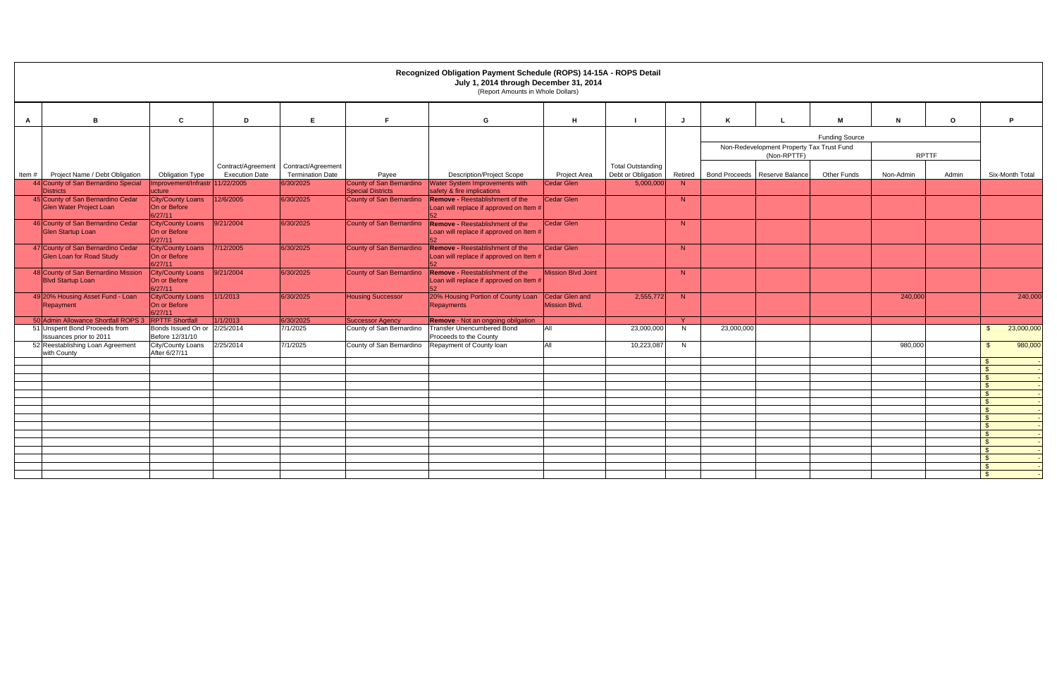# Recognized Obligation Payment Schedule (ROPS) 14-15A - ROPS Detail

**July 1, 2014 through December 31, 2014**

(Report Amounts in Whole Dollars)

| A | B | C | D | E | F | G | H | I | J | K | L | M | N | O | P |
|---|---|---|---|---|---|---|---|---|---|---|---|---|---|---|---|
| | | | | | | | | | | Funding Source | | | | | |
| | | | | | | | | | | Non-Redevelopment Property Tax Trust Fund (Non-RPTTF) | | | RPTTF | | |
| Item # | Project Name / Debt Obligation | Obligation Type | Contract/Agreement Execution Date | Contract/Agreement Termination Date | Payee | Description/Project Scope | Project Area | Total Outstanding Debt or Obligation | Retired | Bond Proceeds | Reserve Balance | Other Funds | Non-Admin | Admin | Six-Month Total |
| 44 | County of San Bernardino Special Districts | Improvement/Infrastructure | 11/22/2005 | 6/30/2025 | County of San Bernardino Special Districts | Water System Improvements with safety & fire implications | Cedar Glen | 5,000,000 | N | | | | | | |
| 45 | County of San Bernardino Cedar Glen Water Project Loan | City/County Loans On or Before 6/27/11 | 12/6/2005 | 6/30/2025 | County of San Bernardino | **Remove** - Reestablishment of the Loan will replace if approved on Item # 52 | Cedar Glen | | N | | | | | | |
| 46 | County of San Bernardino Cedar Glen Startup Loan | City/County Loans On or Before 6/27/11 | 9/21/2004 | 6/30/2025 | County of San Bernardino | **Remove** - Reestablishment of the Loan will replace if approved on Item # 52 | Cedar Glen | | N | | | | | | |
| 47 | County of San Bernardino Cedar Glen Loan for Road Study | City/County Loans On or Before 6/27/11 | 7/12/2005 | 6/30/2025 | County of San Bernardino | **Remove** - Reestablishment of the Loan will replace if approved on Item # 52 | Cedar Glen | | N | | | | | | |
| 48 | County of San Bernardino Mission Blvd Startup Loan | City/County Loans On or Before 6/27/11 | 9/21/2004 | 6/30/2025 | County of San Bernardino | **Remove** - Reestablishment of the Loan will replace if approved on Item # 52 | Mission Blvd Joint | | N | | | | | | |
| 49 | 20% Housing Asset Fund - Loan Repayment | City/County Loans On or Before 6/27/11 | 1/1/2013 | 6/30/2025 | Housing Successor | 20% Housing Portion of County Loan Repayments | Cedar Glen and Mission Blvd. | 2,555,772 | N | | | | 240,000 | | 240,000 |
| 50 | Admin Allowance Shortfall ROPS 3 | RPTTF Shortfall | 1/1/2013 | 6/30/2025 | Successor Agency | **Remove** - Not an ongoing obilgation | | | Y | | | | | | |
| 51 | Unspent Bond Proceeds from Issuances prior to 2011 | Bonds Issued On or Before 12/31/10 | 2/25/2014 | 7/1/2025 | County of San Bernardino | Transfer Unencumbered Bond Proceeds to the County | All | 23,000,000 | N | 23,000,000 | | | | | $ 23,000,000 |
| 52 | Reestablishing Loan Agreement with County | City/County Loans After 6/27/11 | 2/25/2014 | 7/1/2025 | County of San Bernardino | Repayment of County loan | All | 10,223,087 | N | | | | 980,000 | | $ 980,000 |
| | | | | | | | | | | | | | | | $ - |
| | | | | | | | | | | | | | | | $ - |
| | | | | | | | | | | | | | | | $ - |
| | | | | | | | | | | | | | | | $ - |
| | | | | | | | | | | | | | | | $ - |
| | | | | | | | | | | | | | | | $ - |
| | | | | | | | | | | | | | | | $ - |
| | | | | | | | | | | | | | | | $ - |
| | | | | | | | | | | | | | | | $ - |
| | | | | | | | | | | | | | | | $ - |
| | | | | | | | | | | | | | | | $ - |
| | | | | | | | | | | | | | | | $ - |
| | | | | | | | | | | | | | | | $ - |
| | | | | | | | | | | | | | | | $ - |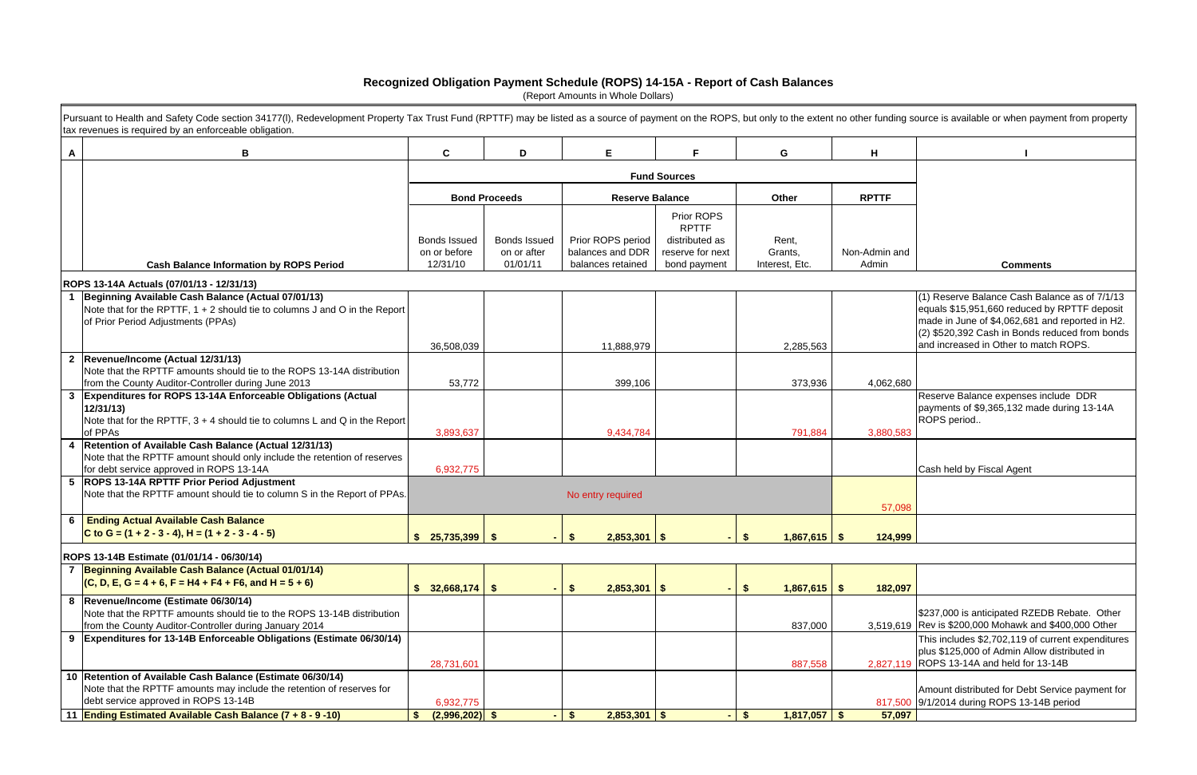# Recognized Obligation Payment Schedule (ROPS) 14-15A - Report of Cash Balances

(Report Amounts in Whole Dollars)

Pursuant to Health and Safety Code section 34177(l), Redevelopment Property Tax Trust Fund (RPTTF) may be listed as a source of payment on the ROPS, but only to the extent no other funding source is available or when payment from property tax revenues is required by an enforceable obligation.

| A | B | C | D | E | F | G | H | I |
|---|---|---|---|---|---|---|---|---|
| | | Fund Sources | | | | | | |
| | | Bond Proceeds | | Reserve Balance | | Other | RPTTF | |
| | Cash Balance Information by ROPS Period | Bonds Issued on or before 12/31/10 | Bonds Issued on or after 01/01/11 | Prior ROPS period balances and DDR balances retained | Prior ROPS RPTTF distributed as reserve for next bond payment | Rent, Grants, Interest, Etc. | Non-Admin and Admin | Comments |
| | **ROPS 13-14A Actuals (07/01/13 - 12/31/13)** | | | | | | | |
| 1 | **Beginning Available Cash Balance (Actual 07/01/13)** Note that for the RPTTF, 1 + 2 should tie to columns J and O in the Report of Prior Period Adjustments (PPAs) | 36,508,039 | | 11,888,979 | | 2,285,563 | | (1) Reserve Balance Cash Balance as of 7/1/13 equals $15,951,660 reduced by RPTTF deposit made in June of $4,062,681 and reported in H2. (2) $520,392 Cash in Bonds reduced from bonds and increased in Other to match ROPS. |
| 2 | **Revenue/Income (Actual 12/31/13)** Note that the RPTTF amounts should tie to the ROPS 13-14A distribution from the County Auditor-Controller during June 2013 | 53,772 | | 399,106 | | 373,936 | 4,062,680 | |
| 3 | **Expenditures for ROPS 13-14A Enforceable Obligations (Actual 12/31/13)** Note that for the RPTTF, 3 + 4 should tie to columns L and Q in the Report of PPAs | 3,893,637 | | 9,434,784 | | 791,884 | 3,880,583 | Reserve Balance expenses include DDR payments of $9,365,132 made during 13-14A ROPS period.. |
| 4 | **Retention of Available Cash Balance (Actual 12/31/13)** Note that the RPTTF amount should only include the retention of reserves for debt service approved in ROPS 13-14A | 6,932,775 | | | | | | Cash held by Fiscal Agent |
| 5 | **ROPS 13-14A RPTTF Prior Period Adjustment** Note that the RPTTF amount should tie to column S in the Report of PPAs. | | | No entry required | | | 57,098 | |
| 6 | **Ending Actual Available Cash Balance** **C to G = (1 + 2 - 3 - 4), H = (1 + 2 - 3 - 4 - 5)** | $ 25,735,399 | $ - | $ 2,853,301 | $ - | $ 1,867,615 | $ 124,999 | |
| | **ROPS 13-14B Estimate (01/01/14 - 06/30/14)** | | | | | | | |
| 7 | **Beginning Available Cash Balance (Actual 01/01/14)** **(C, D, E, G = 4 + 6, F = H4 + F4 + F6, and H = 5 + 6)** | $ 32,668,174 | $ - | $ 2,853,301 | $ - | $ 1,867,615 | $ 182,097 | |
| 8 | **Revenue/Income (Estimate 06/30/14)** Note that the RPTTF amounts should tie to the ROPS 13-14B distribution from the County Auditor-Controller during January 2014 | | | | | 837,000 | 3,519,619 | $237,000 is anticipated RZEDB Rebate. Other Rev is $200,000 Mohawk and $400,000 Other |
| 9 | **Expenditures for 13-14B Enforceable Obligations (Estimate 06/30/14)** | 28,731,601 | | | | 887,558 | 2,827,119 | This includes $2,702,119 of current expenditures plus $125,000 of Admin Allow distributed in ROPS 13-14A and held for 13-14B |
| 10 | **Retention of Available Cash Balance (Estimate 06/30/14)** Note that the RPTTF amounts may include the retention of reserves for debt service approved in ROPS 13-14B | 6,932,775 | | | | | 817,500 | Amount distributed for Debt Service payment for 9/1/2014 during ROPS 13-14B period |
| 11 | **Ending Estimated Available Cash Balance (7 + 8 - 9 -10)** | $ (2,996,202) | $ - | $ 2,853,301 | $ - | $ 1,817,057 | $ 57,097 | |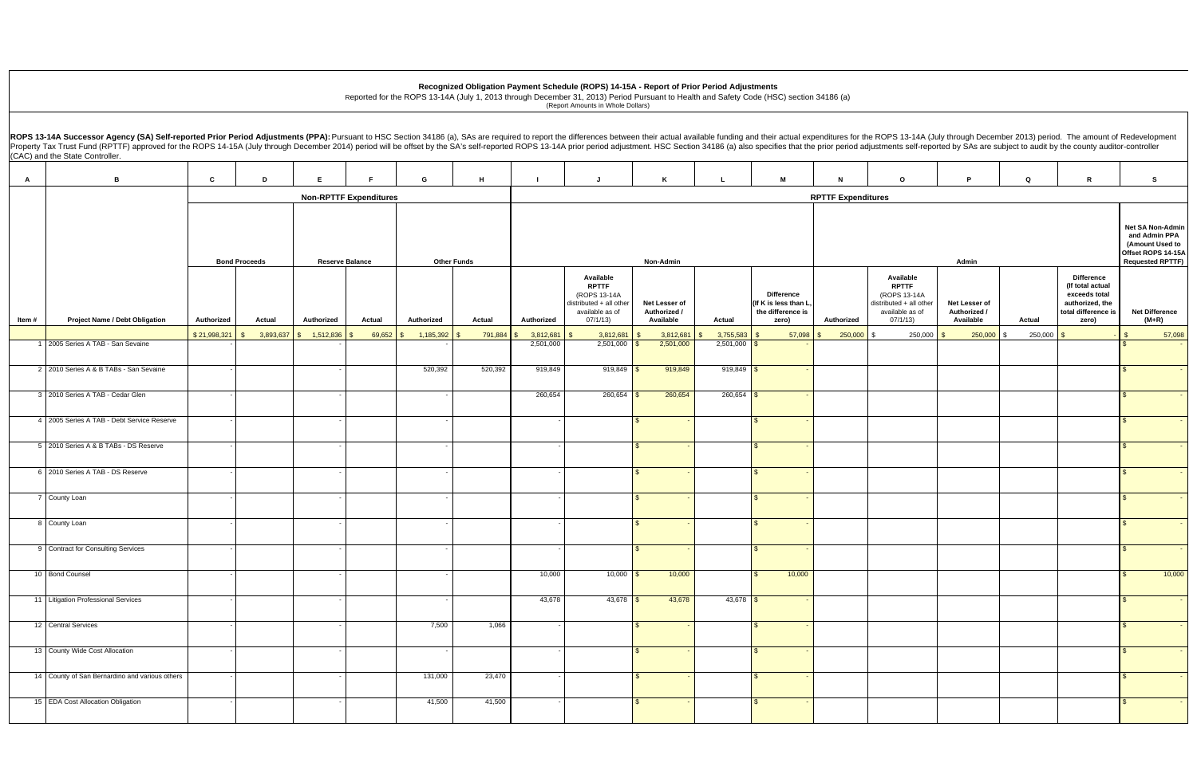# Recognized Obligation Payment Schedule (ROPS) 14-15A - Report of Prior Period Adjustments

Reported for the ROPS 13-14A (July 1, 2013 through December 31, 2013) Period Pursuant to Health and Safety Code (HSC) section 34186 (a)

(Report Amounts in Whole Dollars)

**ROPS 13-14A Successor Agency (SA) Self-reported Prior Period Adjustments (PPA):** Pursuant to HSC Section 34186 (a), SAs are required to report the differences between their actual available funding and their actual expenditures for the ROPS 13-14A (July through December 2013) period. The amount of Redevelopment Property Tax Trust Fund (RPTTF) approved for the ROPS 14-15A (July through December 2014) period will be offset by the SA's self-reported ROPS 13-14A prior period adjustment. HSC Section 34186 (a) also specifies that the prior period adjustments self-reported by SAs are subject to audit by the county auditor-controller (CAC) and the State Controller.

| A | B | C | D | E | F | G | H | I | J | K | L | M | N | O | P | Q | R | S |
|---|---|---|---|---|---|---|---|---|---|---|---|---|---|---|---|---|---|---|
| | | Non-RPTTF Expenditures | | | | | | RPTTF Expenditures | | | | | | | | | | |
| | | Bond Proceeds | | Reserve Balance | | Other Funds | | Non-Admin | | | | | Admin | | | | | Net SA Non-Admin and Admin PPA (Amount Used to Offset ROPS 14-15A Requested RPTTF) |
| Item # | Project Name / Debt Obligation | Authorized | Actual | Authorized | Actual | Authorized | Actual | Authorized | Available RPTTF (ROPS 13-14A distributed + all other available as of 07/1/13) | Net Lesser of Authorized / Available | Actual | Difference (If K is less than L, the difference is zero) | Authorized | Available RPTTF (ROPS 13-14A distributed + all other available as of 07/1/13) | Net Lesser of Authorized / Available | Actual | Difference (If total actual exceeds total authorized, the total difference is zero) | Net Difference (M+R) |
| | | $ 21,998,321 | $ 3,893,637 | $ 1,512,836 | $ 69,652 | $ 1,185,392 | $ 791,884 | $ 3,812,681 | $ 3,812,681 | $ 3,812,681 | $ 3,755,583 | $ 57,098 | $ 250,000 | $ 250,000 | $ 250,000 | $ 250,000 | $ - | $ 57,098 |
| 1 | 2005 Series A TAB - San Sevaine | - | | - | | - | | 2,501,000 | 2,501,000 | $ 2,501,000 | 2,501,000 | $ - | | | | | | $ - |
| 2 | 2010 Series A & B TABs - San Sevaine | - | | - | | 520,392 | 520,392 | 919,849 | 919,849 | $ 919,849 | 919,849 | $ - | | | | | | $ - |
| 3 | 2010 Series A TAB - Cedar Glen | - | | - | | - | | 260,654 | 260,654 | $ 260,654 | 260,654 | $ - | | | | | | $ - |
| 4 | 2005 Series A TAB - Debt Service Reserve | - | | - | | - | | - | | $ - | | $ - | | | | | | $ - |
| 5 | 2010 Series A & B TABs - DS Reserve | - | | - | | - | | - | | $ - | | $ - | | | | | | $ - |
| 6 | 2010 Series A TAB - DS Reserve | - | | - | | - | | - | | $ - | | $ - | | | | | | $ - |
| 7 | County Loan | - | | - | | - | | - | | $ - | | $ - | | | | | | $ - |
| 8 | County Loan | - | | - | | - | | - | | $ - | | $ - | | | | | | $ - |
| 9 | Contract for Consulting Services | - | | - | | - | | - | | $ - | | $ - | | | | | | $ - |
| 10 | Bond Counsel | - | | - | | - | | 10,000 | 10,000 | $ 10,000 | | $ 10,000 | | | | | | $ 10,000 |
| 11 | Litigation Professional Services | - | | - | | - | | 43,678 | 43,678 | $ 43,678 | 43,678 | $ - | | | | | | $ - |
| 12 | Central Services | - | | - | | 7,500 | 1,066 | - | | $ - | | $ - | | | | | | $ - |
| 13 | County Wide Cost Allocation | - | | - | | - | | - | | $ - | | $ - | | | | | | $ - |
| 14 | County of San Bernardino and various others | - | | - | | 131,000 | 23,470 | - | | $ - | | $ - | | | | | | $ - |
| 15 | EDA Cost Allocation Obligation | - | | - | | 41,500 | 41,500 | - | | $ - | | $ - | | | | | | $ - |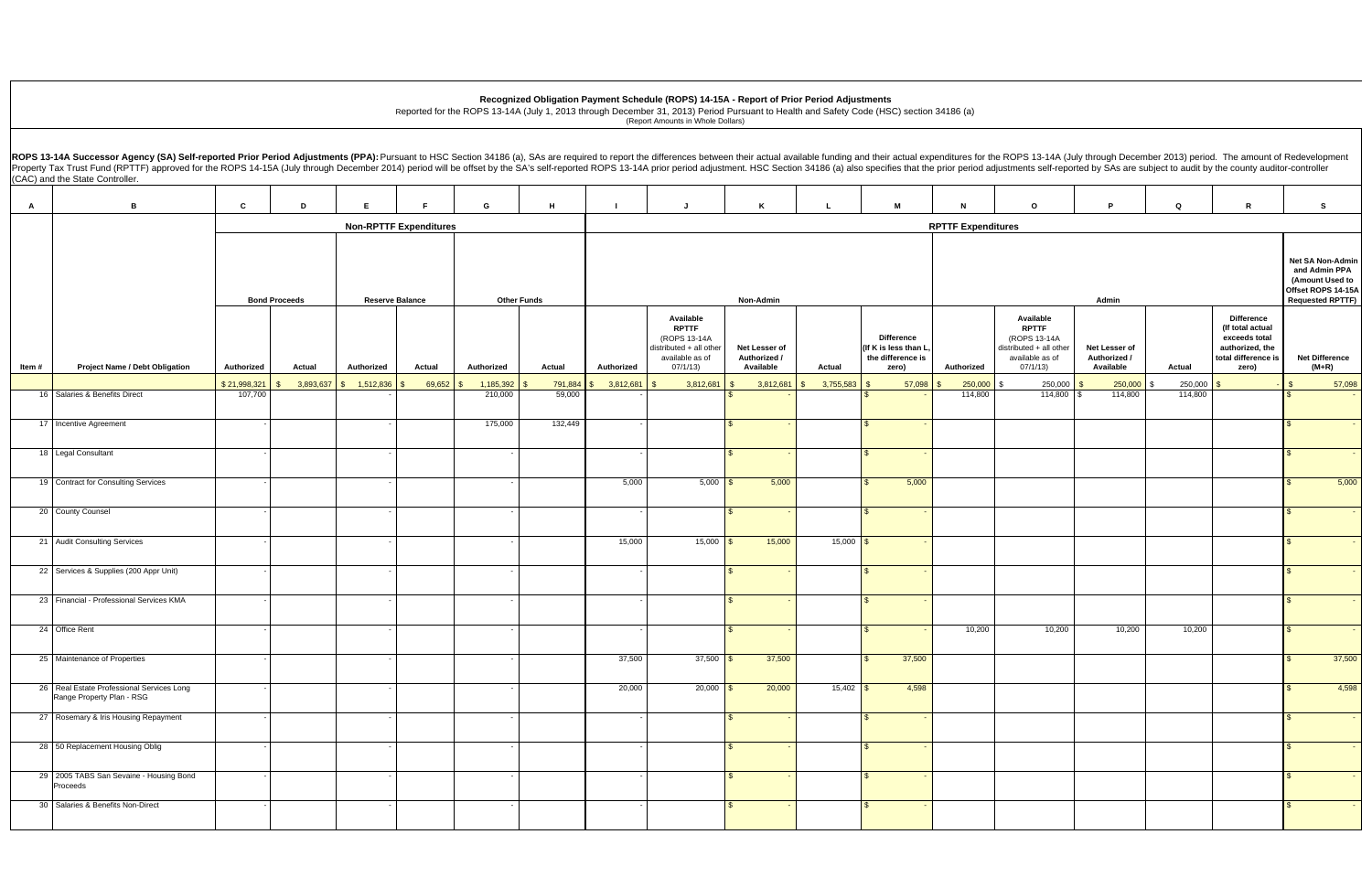# Recognized Obligation Payment Schedule (ROPS) 14-15A - Report of Prior Period Adjustments

Reported for the ROPS 13-14A (July 1, 2013 through December 31, 2013) Period Pursuant to Health and Safety Code (HSC) section 34186 (a)

(Report Amounts in Whole Dollars)

**ROPS 13-14A Successor Agency (SA) Self-reported Prior Period Adjustments (PPA):** Pursuant to HSC Section 34186 (a), SAs are required to report the differences between their actual available funding and their actual expenditures for the ROPS 13-14A (July through December 2013) period. The amount of Redevelopment Property Tax Trust Fund (RPTTF) approved for the ROPS 14-15A (July through December 2014) period will be offset by the SA's self-reported ROPS 13-14A prior period adjustment. HSC Section 34186 (a) also specifies that the prior period adjustments self-reported by SAs are subject to audit by the county auditor-controller (CAC) and the State Controller.

| A | B | C | D | E | F | G | H | I | J | K | L | M | N | O | P | Q | R | S |
|---|---|---|---|---|---|---|---|---|---|---|---|---|---|---|---|---|---|---|
| | | Non-RPTTF Expenditures | | | | | | RPTTF Expenditures | | | | | | | | | | |
| | | Bond Proceeds | | Reserve Balance | | Other Funds | | Non-Admin | | | | | Admin | | | | | Net SA Non-Admin and Admin PPA (Amount Used to Offset ROPS 14-15A Requested RPTTF) |
| Item # | Project Name / Debt Obligation | Authorized | Actual | Authorized | Actual | Authorized | Actual | Authorized | Available RPTTF (ROPS 13-14A distributed + all other available as of 07/1/13) | Net Lesser of Authorized / Available | Actual | Difference (If K is less than L, the difference is zero) | Authorized | Available RPTTF (ROPS 13-14A distributed + all other available as of 07/1/13) | Net Lesser of Authorized / Available | Actual | Difference (If total actual exceeds total authorized, the total difference is zero) | Net Difference (M+R) |
| | | $ 21,998,321 | $ 3,893,637 | $ 1,512,836 | $ 69,652 | $ 1,185,392 | $ 791,884 | $ 3,812,681 | $ 3,812,681 | $ 3,812,681 | $ 3,755,583 | $ 57,098 | $ 250,000 | $ 250,000 | $ 250,000 | $ 250,000 | $ - | $ 57,098 |
| 16 | Salaries & Benefits Direct | 107,700 | | - | | 210,000 | 59,000 | - | | $ - | | $ - | 114,800 | 114,800 | $ 114,800 | 114,800 | | $ - |
| 17 | Incentive Agreement | - | | - | | 175,000 | 132,449 | - | | $ - | | $ - | | | | | | $ - |
| 18 | Legal Consultant | - | | - | | - | | - | | $ - | | $ - | | | | | | $ - |
| 19 | Contract for Consulting Services | - | | - | | - | | 5,000 | 5,000 | $ 5,000 | | $ 5,000 | | | | | | $ 5,000 |
| 20 | County Counsel | - | | - | | - | | - | | $ - | | $ - | | | | | | $ - |
| 21 | Audit Consulting Services | - | | - | | - | | 15,000 | 15,000 | $ 15,000 | 15,000 | $ - | | | | | | $ - |
| 22 | Services & Supplies (200 Appr Unit) | - | | - | | - | | - | | $ - | | $ - | | | | | | $ - |
| 23 | Financial - Professional Services KMA | - | | - | | - | | - | | $ - | | $ - | | | | | | $ - |
| 24 | Office Rent | - | | - | | - | | - | | $ - | | $ - | 10,200 | 10,200 | 10,200 | 10,200 | | $ - |
| 25 | Maintenance of Properties | - | | - | | - | | 37,500 | 37,500 | $ 37,500 | | $ 37,500 | | | | | | $ 37,500 |
| 26 | Real Estate Professional Services Long Range Property Plan - RSG | - | | - | | - | | 20,000 | 20,000 | $ 20,000 | 15,402 | $ 4,598 | | | | | | $ 4,598 |
| 27 | Rosemary & Iris Housing Repayment | - | | - | | - | | - | | $ - | | $ - | | | | | | $ - |
| 28 | 50 Replacement Housing Oblig | - | | - | | - | | - | | $ - | | $ - | | | | | | $ - |
| 29 | 2005 TABS San Sevaine - Housing Bond Proceeds | - | | - | | - | | - | | $ - | | $ - | | | | | | $ - |
| 30 | Salaries & Benefits Non-Direct | - | | - | | - | | - | | $ - | | $ - | | | | | | $ - |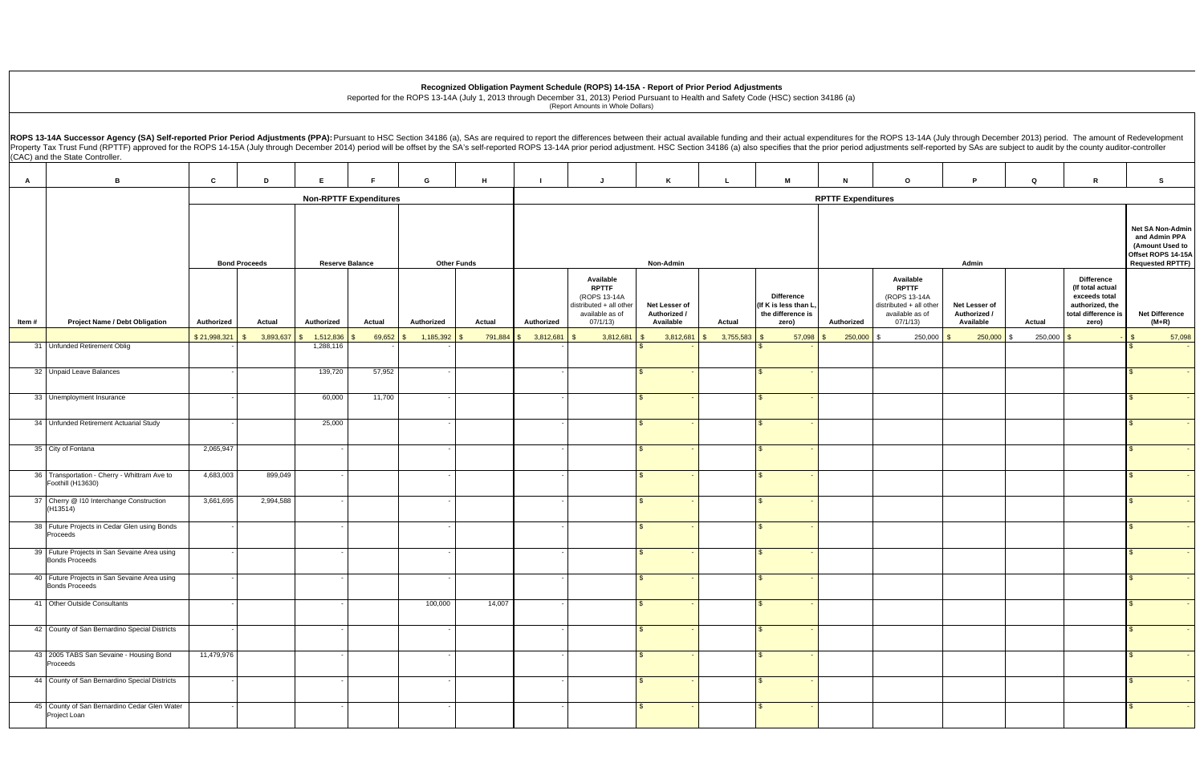**Recognized Obligation Payment Schedule (ROPS) 14-15A - Report of Prior Period Adjustments**

Reported for the ROPS 13-14A (July 1, 2013 through December 31, 2013) Period Pursuant to Health and Safety Code (HSC) section 34186 (a)

(Report Amounts in Whole Dollars)

**ROPS 13-14A Successor Agency (SA) Self-reported Prior Period Adjustments (PPA):** Pursuant to HSC Section 34186 (a), SAs are required to report the differences between their actual available funding and their actual expenditures for the ROPS 13-14A (July through December 2013) period. The amount of Redevelopment Property Tax Trust Fund (RPTTF) approved for the ROPS 14-15A (July through December 2014) period will be offset by the SA's self-reported ROPS 13-14A prior period adjustment. HSC Section 34186 (a) also specifies that the prior period adjustments self-reported by SAs are subject to audit by the county auditor-controller (CAC) and the State Controller.

| A | B | C | D | E | F | G | H | I | J | K | L | M | N | O | P | Q | R | S |
|---|---|---|---|---|---|---|---|---|---|---|---|---|---|---|---|---|---|---|
| | | Non-RPTTF Expenditures | | | | | | RPTTF Expenditures | | | | | | | | | | |
| | | Bond Proceeds | | Reserve Balance | | Other Funds | | Non-Admin | | | | | Admin | | | | | Net SA Non-Admin and Admin PPA (Amount Used to Offset ROPS 14-15A Requested RPTTF) |
| Item # | Project Name / Debt Obligation | Authorized | Actual | Authorized | Actual | Authorized | Actual | Authorized | Available RPTTF (ROPS 13-14A distributed + all other available as of 07/1/13) | Net Lesser of Authorized / Available | Actual | Difference (If K is less than L, the difference is zero) | Authorized | Available RPTTF (ROPS 13-14A distributed + all other available as of 07/1/13) | Net Lesser of Authorized / Available | Actual | Difference (If total actual exceeds total authorized, the total difference is zero) | Net Difference (M+R) |
| | | $ 21,998,321 | $ 3,893,637 | $ 1,512,836 | $ 69,652 | $ 1,185,392 | $ 791,884 | $ 3,812,681 | $ 3,812,681 | $ 3,812,681 | $ 3,755,583 | $ 57,098 | $ 250,000 | $ 250,000 | $ 250,000 | $ 250,000 | $ - | $ 57,098 |
| 31 | Unfunded Retirement Oblig | - | | 1,288,116 | - | - | | - | | $ - | | $ - | | | | | | $ - |
| 32 | Unpaid Leave Balances | - | | 139,720 | 57,952 | - | | - | | $ - | | $ - | | | | | | $ - |
| 33 | Unemployment Insurance | - | | 60,000 | 11,700 | - | | - | | $ - | | $ - | | | | | | $ - |
| 34 | Unfunded Retirement Actuarial Study | - | | 25,000 | | - | | - | | $ - | | $ - | | | | | | $ - |
| 35 | City of Fontana | 2,065,947 | | - | | - | | - | | $ - | | $ - | | | | | | $ - |
| 36 | Transportation - Cherry - Whittram Ave to Foothill (H13630) | 4,683,003 | 899,049 | - | | - | | - | | $ - | | $ - | | | | | | $ - |
| 37 | Cherry @ I10 Interchange Construction (H13514) | 3,661,695 | 2,994,588 | - | | - | | - | | $ - | | $ - | | | | | | $ - |
| 38 | Future Projects in Cedar Glen using Bonds Proceeds | - | | - | | - | | - | | $ - | | $ - | | | | | | $ - |
| 39 | Future Projects in San Sevaine Area using Bonds Proceeds | - | | - | | - | | - | | $ - | | $ - | | | | | | $ - |
| 40 | Future Projects in San Sevaine Area using Bonds Proceeds | - | | - | | - | | - | | $ - | | $ - | | | | | | $ - |
| 41 | Other Outside Consultants | - | | - | | 100,000 | 14,007 | - | | $ - | | $ - | | | | | | $ - |
| 42 | County of San Bernardino Special Districts | - | | - | | - | | - | | $ - | | $ - | | | | | | $ - |
| 43 | 2005 TABS San Sevaine - Housing Bond Proceeds | 11,479,976 | | - | | - | | - | | $ - | | $ - | | | | | | $ - |
| 44 | County of San Bernardino Special Districts | - | | - | | - | | - | | $ - | | $ - | | | | | | $ - |
| 45 | County of San Bernardino Cedar Glen Water Project Loan | - | | - | | - | | - | | $ - | | $ - | | | | | | $ - |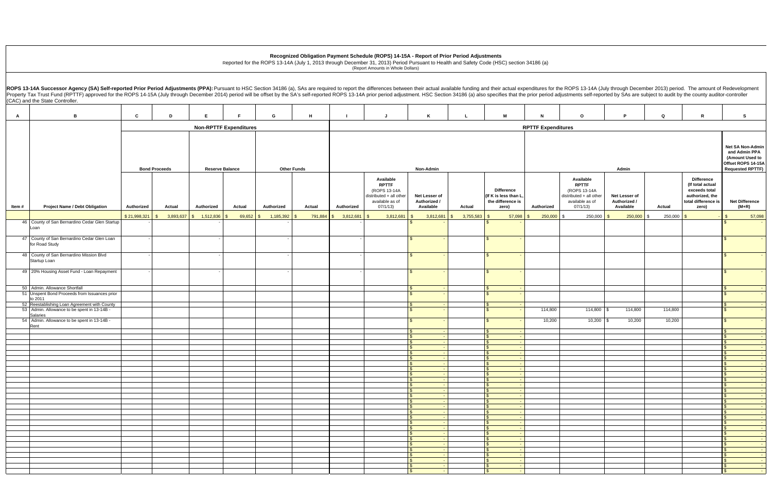# Recognized Obligation Payment Schedule (ROPS) 14-15A - Report of Prior Period Adjustments

Reported for the ROPS 13-14A (July 1, 2013 through December 31, 2013) Period Pursuant to Health and Safety Code (HSC) section 34186 (a)

(Report Amounts in Whole Dollars)

**ROPS 13-14A Successor Agency (SA) Self-reported Prior Period Adjustments (PPA):** Pursuant to HSC Section 34186 (a), SAs are required to report the differences between their actual available funding and their actual expenditures for the ROPS 13-14A (July through December 2013) period. The amount of Redevelopment Property Tax Trust Fund (RPTTF) approved for the ROPS 14-15A (July through December 2014) period will be offset by the SA's self-reported ROPS 13-14A prior period adjustment. HSC Section 34186 (a) also specifies that the prior period adjustments self-reported by SAs are subject to audit by the county auditor-controller (CAC) and the State Controller.

| A | B | C | D | E | F | G | H | I | J | K | L | M | N | O | P | Q | R | S |
|---|---|---|---|---|---|---|---|---|---|---|---|---|---|---|---|---|---|---|
| | | Non-RPTTF Expenditures | | | | | | RPTTF Expenditures | | | | | | | | | | |
| | | Bond Proceeds | | Reserve Balance | | Other Funds | | Non-Admin | | | | | Admin | | | | | Net SA Non-Admin and Admin PPA (Amount Used to Offset ROPS 14-15A Requested RPTTF) |
| Item # | Project Name / Debt Obligation | Authorized | Actual | Authorized | Actual | Authorized | Actual | Authorized | Available RPTTF (ROPS 13-14A distributed + all other available as of 07/1/13) | Net Lesser of Authorized / Available | Actual | Difference (If K is less than L, the difference is zero) | Authorized | Available RPTTF (ROPS 13-14A distributed + all other available as of 07/1/13) | Net Lesser of Authorized / Available | Actual | Difference (If total actual exceeds total authorized, the total difference is zero) | Net Difference (M+R) |
| | | $ 21,998,321 | $ 3,893,637 | $ 1,512,836 | $ 69,652 | $ 1,185,392 | $ 791,884 | $ 3,812,681 | $ 3,812,681 | $ 3,812,681 | $ 3,755,583 | $ 57,098 | $ 250,000 | $ 250,000 | $ 250,000 | $ 250,000 | $ - | $ 57,098 |
| 46 | County of San Bernardino Cedar Glen Startup Loan | - | | - | | - | | - | | $ - | | $ - | | | | | | $ - |
| 47 | County of San Bernardino Cedar Glen Loan for Road Study | - | | - | | - | | - | | $ - | | $ - | | | | | | $ - |
| 48 | County of San Bernardino Mission Blvd Startup Loan | - | | - | | - | | - | | $ - | | $ - | | | | | | $ - |
| 49 | 20% Housing Asset Fund - Loan Repayment | - | | - | | - | | - | | $ - | | $ - | | | | | | $ - |
| 50 | Admin. Allowance Shortfall | | | | | | | | | $ - | | $ - | | | | | | $ - |
| 51 | Unspent Bond Proceeds from Issuances prior to 2011 | | | | | | | | | $ - | | $ - | | | | | | $ - |
| 52 | Reestablishing Loan Agreement with County | | | | | | | | | $ - | | $ - | | | | | | $ - |
| 53 | Admin. Allowance to be spent in 13-14B - Salaries | | | | | | | | | $ - | | $ - | 114,800 | 114,800 | $ 114,800 | 114,800 | | $ - |
| 54 | Admin. Allowance to be spent in 13-14B - Rent | | | | | | | | | $ - | | $ - | 10,200 | 10,200 | $ 10,200 | 10,200 | | $ - |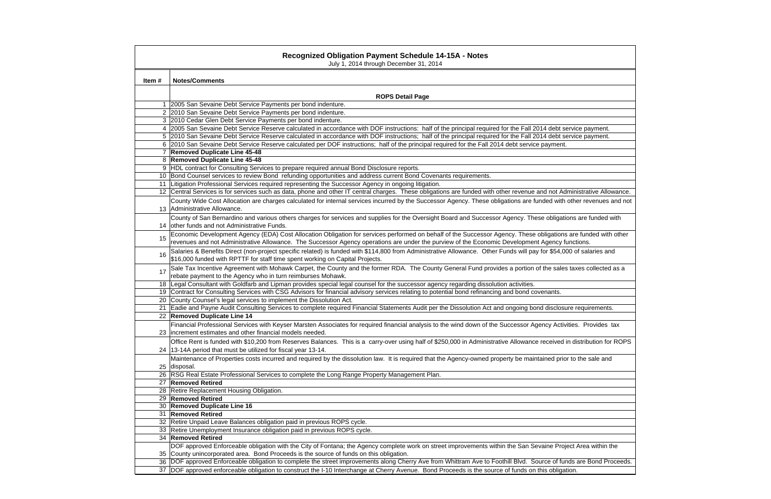## Recognized Obligation Payment Schedule 14-15A - Notes

July 1, 2014 through December 31, 2014

| Item # | Notes/Comments |
|---|---|
| | **ROPS Detail Page** |
| 1 | 2005 San Sevaine Debt Service Payments per bond indenture. |
| 2 | 2010 San Sevaine Debt Service Payments per bond indenture. |
| 3 | 2010 Cedar Glen Debt Service Payments per bond indenture. |
| 4 | 2005 San Sevaine Debt Service Reserve calculated in accordance with DOF instructions: half of the principal required for the Fall 2014 debt service payment. |
| 5 | 2010 San Sevaine Debt Service Reserve calculated in accordance with DOF instructions; half of the principal required for the Fall 2014 debt service payment. |
| 6 | 2010 San Sevaine Debt Service Reserve calculated per DOF instructions; half of the principal required for the Fall 2014 debt service payment. |
| 7 | **Removed Duplicate Line 45-48** |
| 8 | **Removed Duplicate Line 45-48** |
| 9 | HDL contract for Consulting Services to prepare required annual Bond Disclosure reports. |
| 10 | Bond Counsel services to review Bond refunding opportunities and address current Bond Covenants requirements. |
| 11 | Litigation Professional Services required representing the Successor Agency in ongoing litigation. |
| 12 | Central Services is for services such as data, phone and other IT central charges. These obligations are funded with other revenue and not Administrative Allowance. |
| 13 | County Wide Cost Allocation are charges calculated for internal services incurred by the Successor Agency. These obligations are funded with other revenues and not Administrative Allowance. |
| 14 | County of San Bernardino and various others charges for services and supplies for the Oversight Board and Successor Agency. These obligations are funded with other funds and not Administrative Funds. |
| 15 | Economic Development Agency (EDA) Cost Allocation Obligation for services performed on behalf of the Successor Agency. These obligations are funded with other revenues and not Administrative Allowance. The Successor Agency operations are under the purview of the Economic Development Agency functions. |
| 16 | Salaries & Benefits Direct (non-project specific related) is funded with $114,800 from Administrative Allowance. Other Funds will pay for $54,000 of salaries and $16,000 funded with RPTTF for staff time spent working on Capital Projects. |
| 17 | Sale Tax Incentive Agreement with Mohawk Carpet, the County and the former RDA. The County General Fund provides a portion of the sales taxes collected as a rebate payment to the Agency who in turn reimburses Mohawk. |
| 18 | Legal Consultant with Goldfarb and Lipman provides special legal counsel for the successor agency regarding dissolution activities. |
| 19 | Contract for Consulting Services with CSG Advisors for financial advisory services relating to potential bond refinancing and bond covenants. |
| 20 | County Counsel's legal services to implement the Dissolution Act. |
| 21 | Eadie and Payne Audit Consulting Services to complete required Financial Statements Audit per the Dissolution Act and ongoing bond disclosure requirements. |
| 22 | **Removed Duplicate Line 14** |
| 23 | Financial Professional Services with Keyser Marsten Associates for required financial analysis to the wind down of the Successor Agency Activities. Provides tax increment estimates and other financial models needed. |
| 24 | Office Rent is funded with $10,200 from Reserves Balances. This is a carry-over using half of $250,000 in Administrative Allowance received in distribution for ROPS 13-14A period that must be utilized for fiscal year 13-14. |
| 25 | Maintenance of Properties costs incurred and required by the dissolution law. It is required that the Agency-owned property be maintained prior to the sale and disposal. |
| 26 | RSG Real Estate Professional Services to complete the Long Range Property Management Plan. |
| 27 | **Removed Retired** |
| 28 | Retire Replacement Housing Obligation. |
| 29 | **Removed Retired** |
| 30 | **Removed Duplicate Line 16** |
| 31 | **Removed Retired** |
| 32 | Retire Unpaid Leave Balances obligation paid in previous ROPS cycle. |
| 33 | Retire Unemployment Insurance obligation paid in previous ROPS cycle. |
| 34 | **Removed Retired** |
| 35 | DOF approved Enforceable obligation with the City of Fontana; the Agency complete work on street improvements within the San Sevaine Project Area within the County unincorporated area. Bond Proceeds is the source of funds on this obligation. |
| 36 | DOF approved Enforceable obligation to complete the street improvements along Cherry Ave from Whittram Ave to Foothill Blvd. Source of funds are Bond Proceeds. |
| 37 | DOF approved enforceable obligation to construct the I-10 Interchange at Cherry Avenue. Bond Proceeds is the source of funds on this obligation. |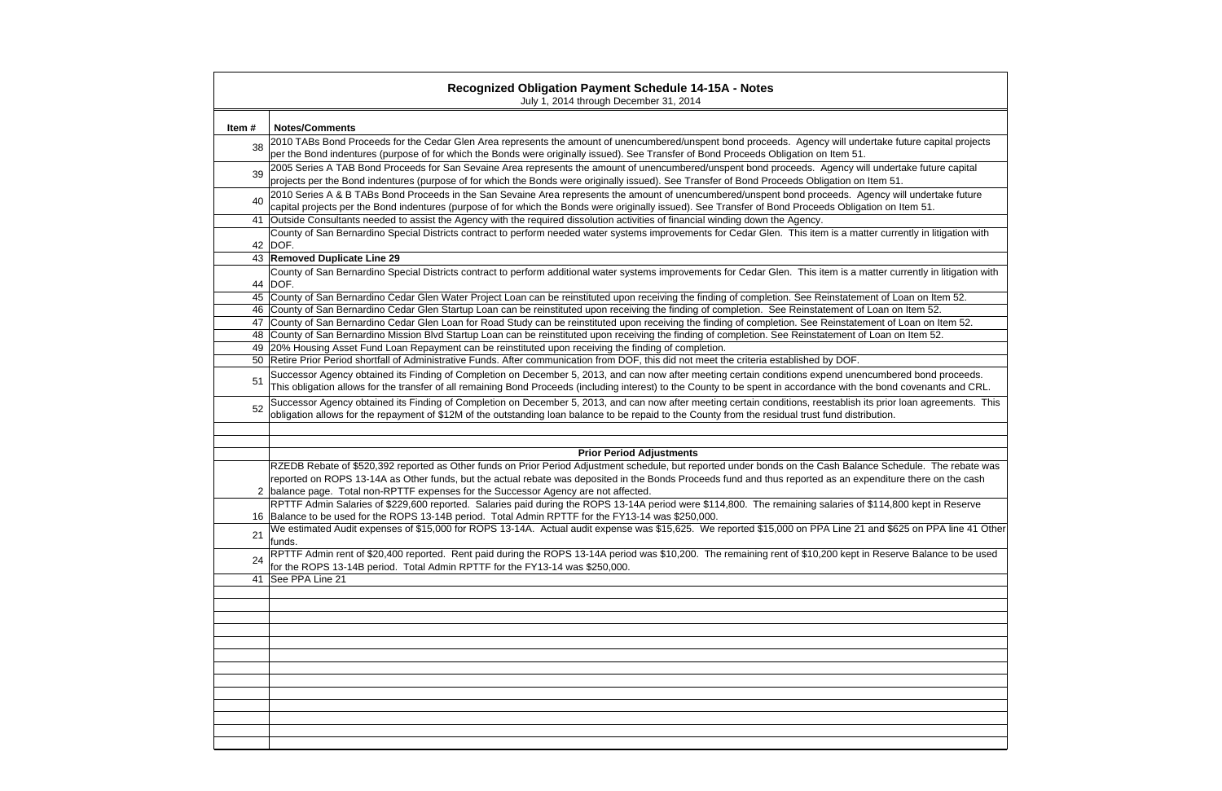## Recognized Obligation Payment Schedule 14-15A - Notes

July 1, 2014 through December 31, 2014

| Item # | Notes/Comments |
|---|---|
| 38 | 2010 TABs Bond Proceeds for the Cedar Glen Area represents the amount of unencumbered/unspent bond proceeds. Agency will undertake future capital projects per the Bond indentures (purpose of for which the Bonds were originally issued). See Transfer of Bond Proceeds Obligation on Item 51. |
| 39 | 2005 Series A TAB Bond Proceeds for San Sevaine Area represents the amount of unencumbered/unspent bond proceeds. Agency will undertake future capital projects per the Bond indentures (purpose of for which the Bonds were originally issued). See Transfer of Bond Proceeds Obligation on Item 51. |
| 40 | 2010 Series A & B TABs Bond Proceeds in the San Sevaine Area represents the amount of unencumbered/unspent bond proceeds. Agency will undertake future capital projects per the Bond indentures (purpose of for which the Bonds were originally issued). See Transfer of Bond Proceeds Obligation on Item 51. |
| 41 | Outside Consultants needed to assist the Agency with the required dissolution activities of financial winding down the Agency. |
| 42 | County of San Bernardino Special Districts contract to perform needed water systems improvements for Cedar Glen. This item is a matter currently in litigation with DOF. |
| 43 | **Removed Duplicate Line 29** |
| 44 | County of San Bernardino Special Districts contract to perform additional water systems improvements for Cedar Glen. This item is a matter currently in litigation with DOF. |
| 45 | County of San Bernardino Cedar Glen Water Project Loan can be reinstituted upon receiving the finding of completion. See Reinstatement of Loan on Item 52. |
| 46 | County of San Bernardino Cedar Glen Startup Loan can be reinstituted upon receiving the finding of completion. See Reinstatement of Loan on Item 52. |
| 47 | County of San Bernardino Cedar Glen Loan for Road Study can be reinstituted upon receiving the finding of completion. See Reinstatement of Loan on Item 52. |
| 48 | County of San Bernardino Mission Blvd Startup Loan can be reinstituted upon receiving the finding of completion. See Reinstatement of Loan on Item 52. |
| 49 | 20% Housing Asset Fund Loan Repayment can be reinstituted upon receiving the finding of completion. |
| 50 | Retire Prior Period shortfall of Administrative Funds. After communication from DOF, this did not meet the criteria established by DOF. |
| 51 | Successor Agency obtained its Finding of Completion on December 5, 2013, and can now after meeting certain conditions expend unencumbered bond proceeds. This obligation allows for the transfer of all remaining Bond Proceeds (including interest) to the County to be spent in accordance with the bond covenants and CRL. |
| 52 | Successor Agency obtained its Finding of Completion on December 5, 2013, and can now after meeting certain conditions, reestablish its prior loan agreements. This obligation allows for the repayment of $12M of the outstanding loan balance to be repaid to the County from the residual trust fund distribution. |
| | |
| | |
| | **Prior Period Adjustments** |
| 2 | RZEDB Rebate of $520,392 reported as Other funds on Prior Period Adjustment schedule, but reported under bonds on the Cash Balance Schedule. The rebate was reported on ROPS 13-14A as Other funds, but the actual rebate was deposited in the Bonds Proceeds fund and thus reported as an expenditure there on the cash balance page. Total non-RPTTF expenses for the Successor Agency are not affected. |
| 16 | RPTTF Admin Salaries of $229,600 reported. Salaries paid during the ROPS 13-14A period were $114,800. The remaining salaries of $114,800 kept in Reserve Balance to be used for the ROPS 13-14B period. Total Admin RPTTF for the FY13-14 was $250,000. |
| 21 | We estimated Audit expenses of $15,000 for ROPS 13-14A. Actual audit expense was $15,625. We reported $15,000 on PPA Line 21 and $625 on PPA line 41 Other funds. |
| 24 | RPTTF Admin rent of $20,400 reported. Rent paid during the ROPS 13-14A period was $10,200. The remaining rent of $10,200 kept in Reserve Balance to be used for the ROPS 13-14B period. Total Admin RPTTF for the FY13-14 was $250,000. |
| 41 | See PPA Line 21 |